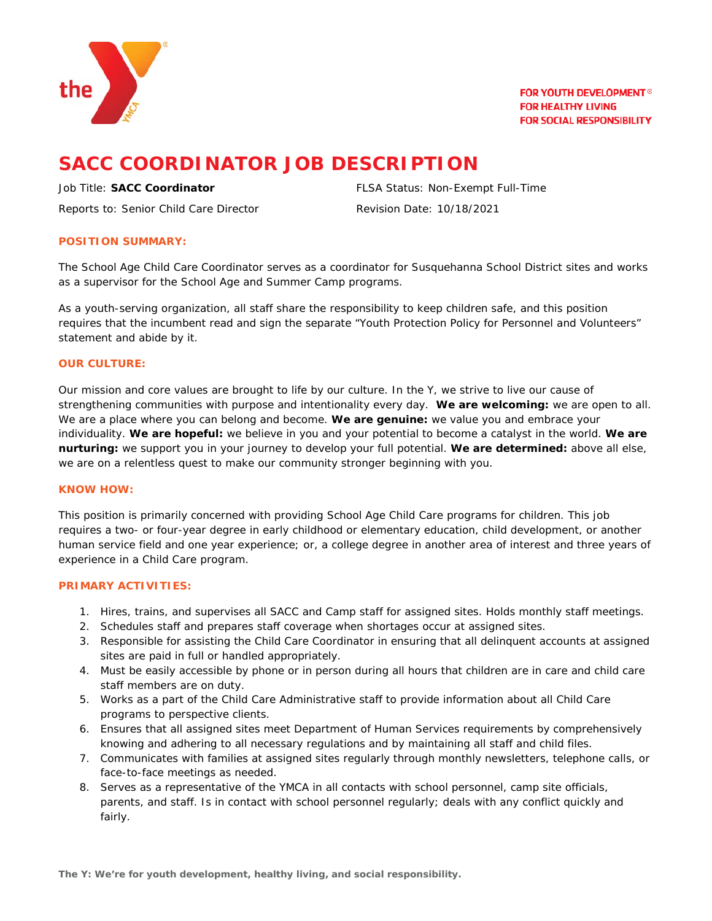FOR YOUTH DEVELOPMENT®
FOR HEALTHY LIVING
FOR SOCIAL RESPONSIBILITY

# SACC COORDINATOR JOB DESCRIPTION

Job Title: **SACC Coordinator**

FLSA Status: Non-Exempt Full-Time

Reports to: Senior Child Care Director

Revision Date: 10/18/2021

## POSITION SUMMARY:

The School Age Child Care Coordinator serves as a coordinator for Susquehanna School District sites and works as a supervisor for the School Age and Summer Camp programs.

As a youth-serving organization, all staff share the responsibility to keep children safe, and this position requires that the incumbent read and sign the separate "Youth Protection Policy for Personnel and Volunteers" statement and abide by it.

## OUR CULTURE:

Our mission and core values are brought to life by our culture. In the Y, we strive to live our cause of strengthening communities with purpose and intentionality every day. **We are welcoming:** we are open to all. We are a place where you can belong and become. **We are genuine:** we value you and embrace your individuality. **We are hopeful:** we believe in you and your potential to become a catalyst in the world. **We are nurturing:** we support you in your journey to develop your full potential. **We are determined:** above all else, we are on a relentless quest to make our community stronger beginning with you.

## KNOW HOW:

This position is primarily concerned with providing School Age Child Care programs for children. This job requires a two- or four-year degree in early childhood or elementary education, child development, or another human service field and one year experience; or, a college degree in another area of interest and three years of experience in a Child Care program.

## PRIMARY ACTIVITIES:

1. Hires, trains, and supervises all SACC and Camp staff for assigned sites. Holds monthly staff meetings.
2. Schedules staff and prepares staff coverage when shortages occur at assigned sites.
3. Responsible for assisting the Child Care Coordinator in ensuring that all delinquent accounts at assigned sites are paid in full or handled appropriately.
4. Must be easily accessible by phone or in person during all hours that children are in care and child care staff members are on duty.
5. Works as a part of the Child Care Administrative staff to provide information about all Child Care programs to perspective clients.
6. Ensures that all assigned sites meet Department of Human Services requirements by comprehensively knowing and adhering to all necessary regulations and by maintaining all staff and child files.
7. Communicates with families at assigned sites regularly through monthly newsletters, telephone calls, or face-to-face meetings as needed.
8. Serves as a representative of the YMCA in all contacts with school personnel, camp site officials, parents, and staff. Is in contact with school personnel regularly; deals with any conflict quickly and fairly.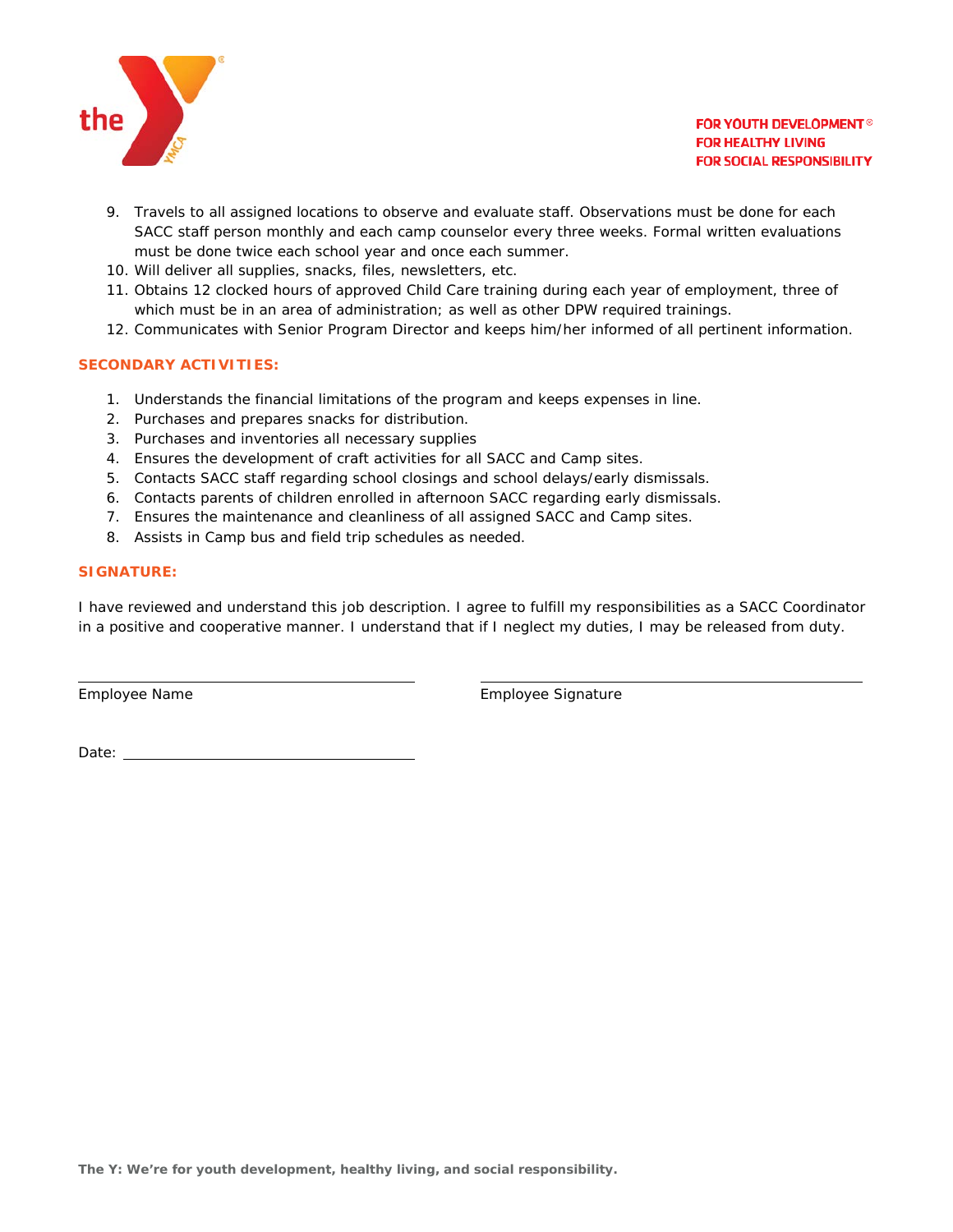9. Travels to all assigned locations to observe and evaluate staff. Observations must be done for each SACC staff person monthly and each camp counselor every three weeks. Formal written evaluations must be done twice each school year and once each summer.
10. Will deliver all supplies, snacks, files, newsletters, etc.
11. Obtains 12 clocked hours of approved Child Care training during each year of employment, three of which must be in an area of administration; as well as other DPW required trainings.
12. Communicates with Senior Program Director and keeps him/her informed of all pertinent information.

## SECONDARY ACTIVITIES:

1. Understands the financial limitations of the program and keeps expenses in line.
2. Purchases and prepares snacks for distribution.
3. Purchases and inventories all necessary supplies
4. Ensures the development of craft activities for all SACC and Camp sites.
5. Contacts SACC staff regarding school closings and school delays/early dismissals.
6. Contacts parents of children enrolled in afternoon SACC regarding early dismissals.
7. Ensures the maintenance and cleanliness of all assigned SACC and Camp sites.
8. Assists in Camp bus and field trip schedules as needed.

## SIGNATURE:

I have reviewed and understand this job description. I agree to fulfill my responsibilities as a SACC Coordinator in a positive and cooperative manner. I understand that if I neglect my duties, I may be released from duty.

\_\_\_\_\_\_\_\_\_\_\_\_\_\_\_\_\_\_\_\_\_\_\_\_\_\_\_\_\_\_
Employee Name

\_\_\_\_\_\_\_\_\_\_\_\_\_\_\_\_\_\_\_\_\_\_\_\_\_\_\_\_\_\_
Employee Signature

Date: \_\_\_\_\_\_\_\_\_\_\_\_\_\_\_\_\_\_\_\_\_\_\_\_\_\_\_\_\_\_